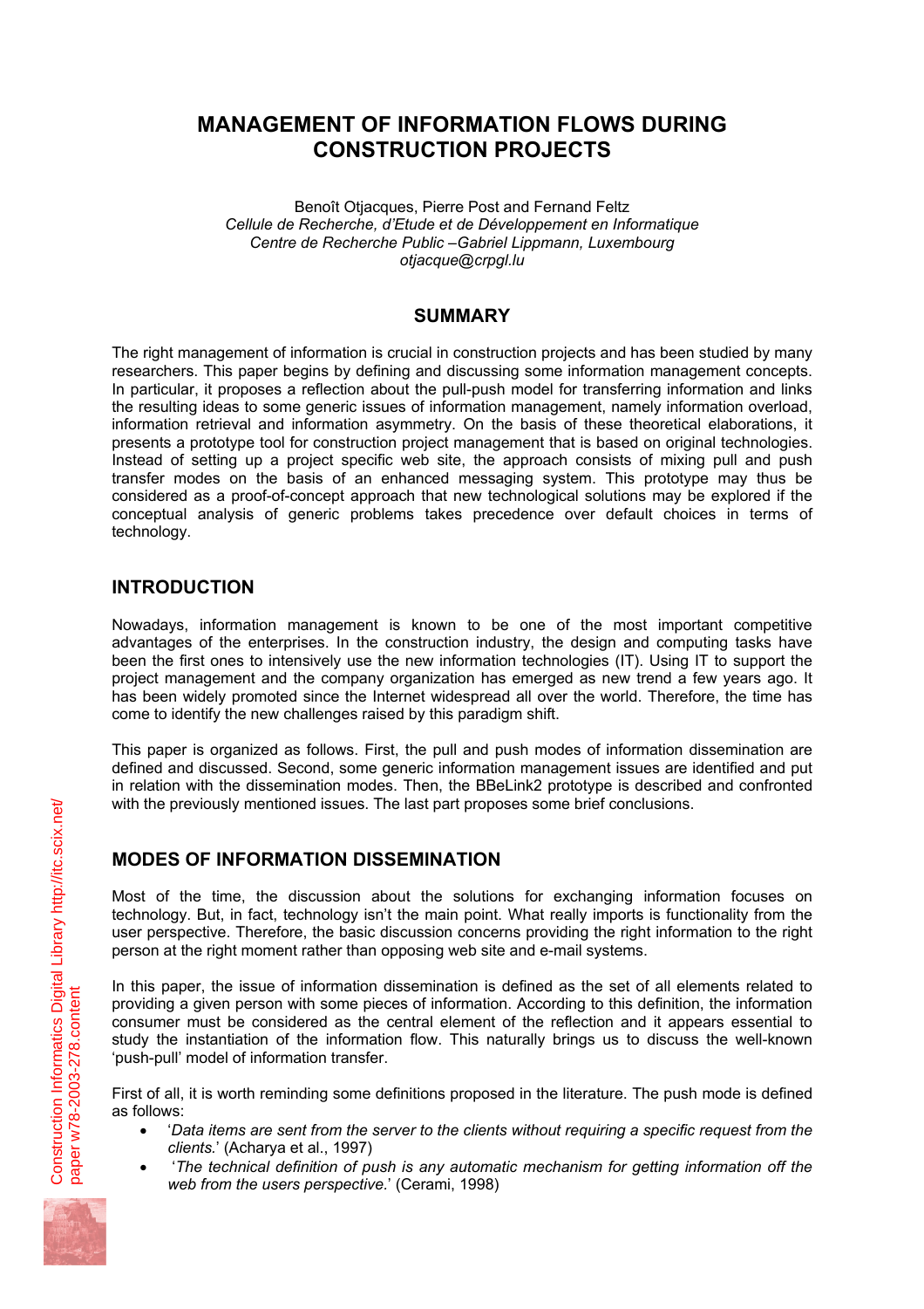# MANAGEMENT OF INFORMATION FLOWS DURING CONSTRUCTION PROJECTS

Benoît Otjacques, Pierre Post and Fernand Feltz
*Cellule de Recherche, d'Etude et de Développement en Informatique*
*Centre de Recherche Public –Gabriel Lippmann, Luxembourg*
*otjacque@crpgl.lu*

## SUMMARY

The right management of information is crucial in construction projects and has been studied by many researchers. This paper begins by defining and discussing some information management concepts. In particular, it proposes a reflection about the pull-push model for transferring information and links the resulting ideas to some generic issues of information management, namely information overload, information retrieval and information asymmetry. On the basis of these theoretical elaborations, it presents a prototype tool for construction project management that is based on original technologies. Instead of setting up a project specific web site, the approach consists of mixing pull and push transfer modes on the basis of an enhanced messaging system. This prototype may thus be considered as a proof-of-concept approach that new technological solutions may be explored if the conceptual analysis of generic problems takes precedence over default choices in terms of technology.

## INTRODUCTION

Nowadays, information management is known to be one of the most important competitive advantages of the enterprises. In the construction industry, the design and computing tasks have been the first ones to intensively use the new information technologies (IT). Using IT to support the project management and the company organization has emerged as new trend a few years ago. It has been widely promoted since the Internet widespread all over the world. Therefore, the time has come to identify the new challenges raised by this paradigm shift.

This paper is organized as follows. First, the pull and push modes of information dissemination are defined and discussed. Second, some generic information management issues are identified and put in relation with the dissemination modes. Then, the BBeLink2 prototype is described and confronted with the previously mentioned issues. The last part proposes some brief conclusions.

## MODES OF INFORMATION DISSEMINATION

Most of the time, the discussion about the solutions for exchanging information focuses on technology. But, in fact, technology isn't the main point. What really imports is functionality from the user perspective. Therefore, the basic discussion concerns providing the right information to the right person at the right moment rather than opposing web site and e-mail systems.

In this paper, the issue of information dissemination is defined as the set of all elements related to providing a given person with some pieces of information. According to this definition, the information consumer must be considered as the central element of the reflection and it appears essential to study the instantiation of the information flow. This naturally brings us to discuss the well-known 'push-pull' model of information transfer.

First of all, it is worth reminding some definitions proposed in the literature. The push mode is defined as follows:

- '*Data items are sent from the server to the clients without requiring a specific request from the clients.*' (Acharya et al., 1997)
- '*The technical definition of push is any automatic mechanism for getting information off the web from the users perspective.*' (Cerami, 1998)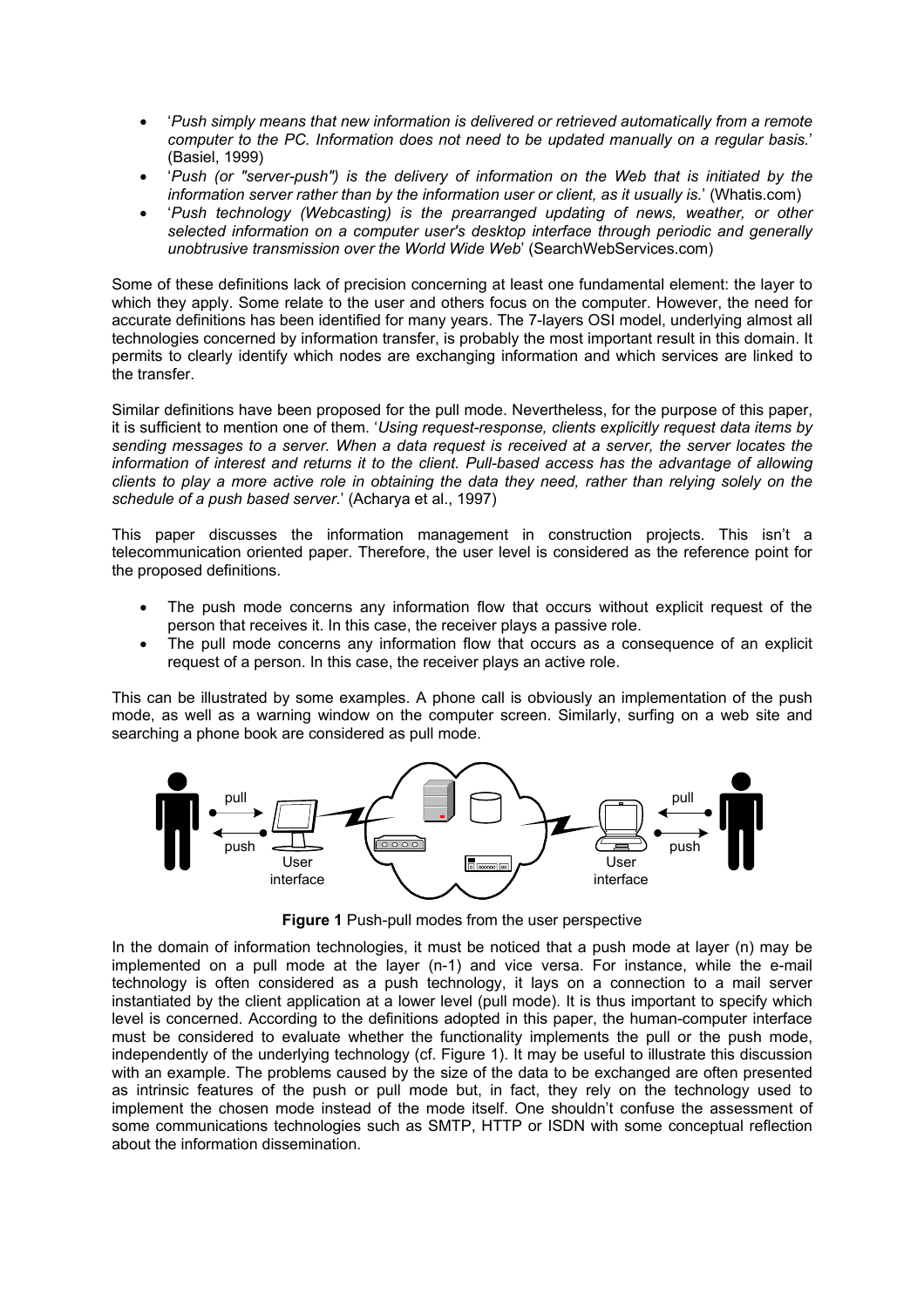- '*Push simply means that new information is delivered or retrieved automatically from a remote computer to the PC. Information does not need to be updated manually on a regular basis.*' (Basiel, 1999)
- '*Push (or "server-push") is the delivery of information on the Web that is initiated by the information server rather than by the information user or client, as it usually is.*' (Whatis.com)
- '*Push technology (Webcasting) is the prearranged updating of news, weather, or other selected information on a computer user's desktop interface through periodic and generally unobtrusive transmission over the World Wide Web*' (SearchWebServices.com)

Some of these definitions lack of precision concerning at least one fundamental element: the layer to which they apply. Some relate to the user and others focus on the computer. However, the need for accurate definitions has been identified for many years. The 7-layers OSI model, underlying almost all technologies concerned by information transfer, is probably the most important result in this domain. It permits to clearly identify which nodes are exchanging information and which services are linked to the transfer.

Similar definitions have been proposed for the pull mode. Nevertheless, for the purpose of this paper, it is sufficient to mention one of them. '*Using request-response, clients explicitly request data items by sending messages to a server. When a data request is received at a server, the server locates the information of interest and returns it to the client. Pull-based access has the advantage of allowing clients to play a more active role in obtaining the data they need, rather than relying solely on the schedule of a push based server.*' (Acharya et al., 1997)

This paper discusses the information management in construction projects. This isn't a telecommunication oriented paper. Therefore, the user level is considered as the reference point for the proposed definitions.

- The push mode concerns any information flow that occurs without explicit request of the person that receives it. In this case, the receiver plays a passive role.
- The pull mode concerns any information flow that occurs as a consequence of an explicit request of a person. In this case, the receiver plays an active role.

This can be illustrated by some examples. A phone call is obviously an implementation of the push mode, as well as a warning window on the computer screen. Similarly, surfing on a web site and searching a phone book are considered as pull mode.

**Figure 1** Push-pull modes from the user perspective

In the domain of information technologies, it must be noticed that a push mode at layer (n) may be implemented on a pull mode at the layer (n-1) and vice versa. For instance, while the e-mail technology is often considered as a push technology, it lays on a connection to a mail server instantiated by the client application at a lower level (pull mode). It is thus important to specify which level is concerned. According to the definitions adopted in this paper, the human-computer interface must be considered to evaluate whether the functionality implements the pull or the push mode, independently of the underlying technology (cf. Figure 1). It may be useful to illustrate this discussion with an example. The problems caused by the size of the data to be exchanged are often presented as intrinsic features of the push or pull mode but, in fact, they rely on the technology used to implement the chosen mode instead of the mode itself. One shouldn't confuse the assessment of some communications technologies such as SMTP, HTTP or ISDN with some conceptual reflection about the information dissemination.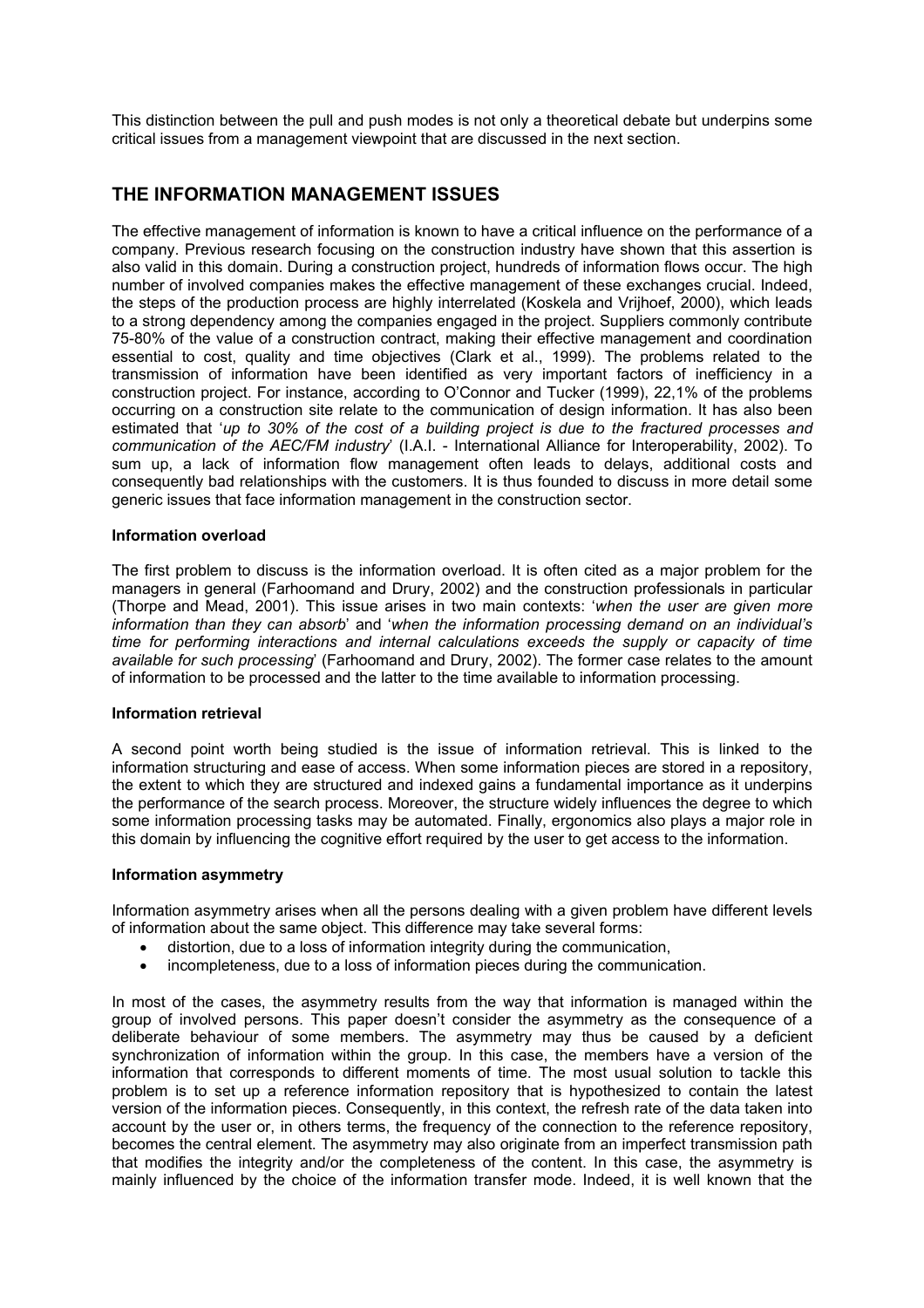This distinction between the pull and push modes is not only a theoretical debate but underpins some critical issues from a management viewpoint that are discussed in the next section.

## THE INFORMATION MANAGEMENT ISSUES

The effective management of information is known to have a critical influence on the performance of a company. Previous research focusing on the construction industry have shown that this assertion is also valid in this domain. During a construction project, hundreds of information flows occur. The high number of involved companies makes the effective management of these exchanges crucial. Indeed, the steps of the production process are highly interrelated (Koskela and Vrijhoef, 2000), which leads to a strong dependency among the companies engaged in the project. Suppliers commonly contribute 75-80% of the value of a construction contract, making their effective management and coordination essential to cost, quality and time objectives (Clark et al., 1999). The problems related to the transmission of information have been identified as very important factors of inefficiency in a construction project. For instance, according to O'Connor and Tucker (1999), 22,1% of the problems occurring on a construction site relate to the communication of design information. It has also been estimated that '*up to 30% of the cost of a building project is due to the fractured processes and communication of the AEC/FM industry*' (I.A.I. - International Alliance for Interoperability, 2002). To sum up, a lack of information flow management often leads to delays, additional costs and consequently bad relationships with the customers. It is thus founded to discuss in more detail some generic issues that face information management in the construction sector.

**Information overload**

The first problem to discuss is the information overload. It is often cited as a major problem for the managers in general (Farhoomand and Drury, 2002) and the construction professionals in particular (Thorpe and Mead, 2001). This issue arises in two main contexts: '*when the user are given more information than they can absorb*' and '*when the information processing demand on an individual's time for performing interactions and internal calculations exceeds the supply or capacity of time available for such processing*' (Farhoomand and Drury, 2002). The former case relates to the amount of information to be processed and the latter to the time available to information processing.

**Information retrieval**

A second point worth being studied is the issue of information retrieval. This is linked to the information structuring and ease of access. When some information pieces are stored in a repository, the extent to which they are structured and indexed gains a fundamental importance as it underpins the performance of the search process. Moreover, the structure widely influences the degree to which some information processing tasks may be automated. Finally, ergonomics also plays a major role in this domain by influencing the cognitive effort required by the user to get access to the information.

**Information asymmetry**

Information asymmetry arises when all the persons dealing with a given problem have different levels of information about the same object. This difference may take several forms:

- distortion, due to a loss of information integrity during the communication,
- incompleteness, due to a loss of information pieces during the communication.

In most of the cases, the asymmetry results from the way that information is managed within the group of involved persons. This paper doesn't consider the asymmetry as the consequence of a deliberate behaviour of some members. The asymmetry may thus be caused by a deficient synchronization of information within the group. In this case, the members have a version of the information that corresponds to different moments of time. The most usual solution to tackle this problem is to set up a reference information repository that is hypothesized to contain the latest version of the information pieces. Consequently, in this context, the refresh rate of the data taken into account by the user or, in others terms, the frequency of the connection to the reference repository, becomes the central element. The asymmetry may also originate from an imperfect transmission path that modifies the integrity and/or the completeness of the content. In this case, the asymmetry is mainly influenced by the choice of the information transfer mode. Indeed, it is well known that the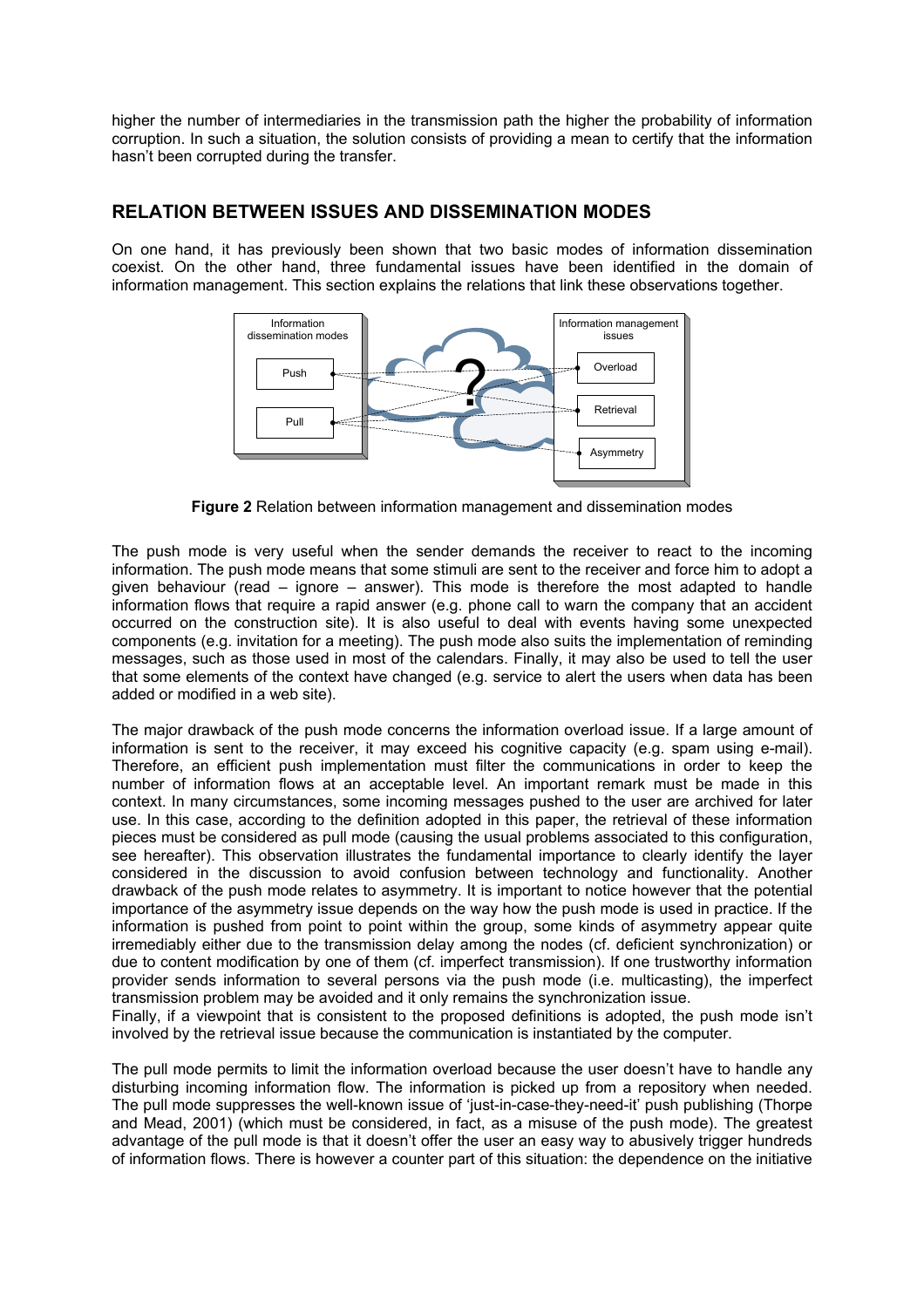higher the number of intermediaries in the transmission path the higher the probability of information corruption. In such a situation, the solution consists of providing a mean to certify that the information hasn't been corrupted during the transfer.

## RELATION BETWEEN ISSUES AND DISSEMINATION MODES

On one hand, it has previously been shown that two basic modes of information dissemination coexist. On the other hand, three fundamental issues have been identified in the domain of information management. This section explains the relations that link these observations together.

**Figure 2** Relation between information management and dissemination modes

The push mode is very useful when the sender demands the receiver to react to the incoming information. The push mode means that some stimuli are sent to the receiver and force him to adopt a given behaviour (read – ignore – answer). This mode is therefore the most adapted to handle information flows that require a rapid answer (e.g. phone call to warn the company that an accident occurred on the construction site). It is also useful to deal with events having some unexpected components (e.g. invitation for a meeting). The push mode also suits the implementation of reminding messages, such as those used in most of the calendars. Finally, it may also be used to tell the user that some elements of the context have changed (e.g. service to alert the users when data has been added or modified in a web site).

The major drawback of the push mode concerns the information overload issue. If a large amount of information is sent to the receiver, it may exceed his cognitive capacity (e.g. spam using e-mail). Therefore, an efficient push implementation must filter the communications in order to keep the number of information flows at an acceptable level. An important remark must be made in this context. In many circumstances, some incoming messages pushed to the user are archived for later use. In this case, according to the definition adopted in this paper, the retrieval of these information pieces must be considered as pull mode (causing the usual problems associated to this configuration, see hereafter). This observation illustrates the fundamental importance to clearly identify the layer considered in the discussion to avoid confusion between technology and functionality. Another drawback of the push mode relates to asymmetry. It is important to notice however that the potential importance of the asymmetry issue depends on the way how the push mode is used in practice. If the information is pushed from point to point within the group, some kinds of asymmetry appear quite irremediably either due to the transmission delay among the nodes (cf. deficient synchronization) or due to content modification by one of them (cf. imperfect transmission). If one trustworthy information provider sends information to several persons via the push mode (i.e. multicasting), the imperfect transmission problem may be avoided and it only remains the synchronization issue.
Finally, if a viewpoint that is consistent to the proposed definitions is adopted, the push mode isn't involved by the retrieval issue because the communication is instantiated by the computer.

The pull mode permits to limit the information overload because the user doesn't have to handle any disturbing incoming information flow. The information is picked up from a repository when needed. The pull mode suppresses the well-known issue of 'just-in-case-they-need-it' push publishing (Thorpe and Mead, 2001) (which must be considered, in fact, as a misuse of the push mode). The greatest advantage of the pull mode is that it doesn't offer the user an easy way to abusively trigger hundreds of information flows. There is however a counter part of this situation: the dependence on the initiative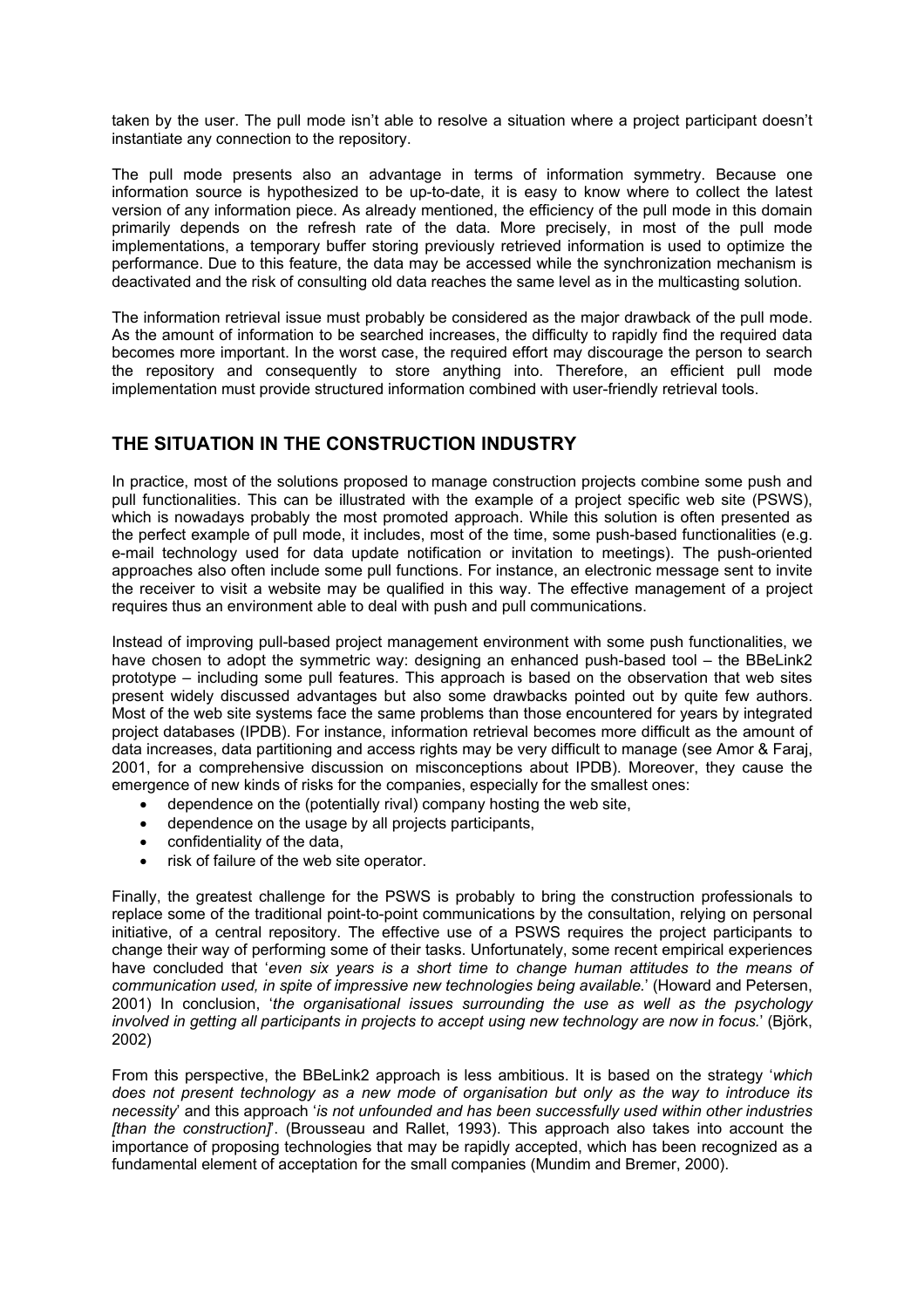taken by the user. The pull mode isn't able to resolve a situation where a project participant doesn't instantiate any connection to the repository.

The pull mode presents also an advantage in terms of information symmetry. Because one information source is hypothesized to be up-to-date, it is easy to know where to collect the latest version of any information piece. As already mentioned, the efficiency of the pull mode in this domain primarily depends on the refresh rate of the data. More precisely, in most of the pull mode implementations, a temporary buffer storing previously retrieved information is used to optimize the performance. Due to this feature, the data may be accessed while the synchronization mechanism is deactivated and the risk of consulting old data reaches the same level as in the multicasting solution.

The information retrieval issue must probably be considered as the major drawback of the pull mode. As the amount of information to be searched increases, the difficulty to rapidly find the required data becomes more important. In the worst case, the required effort may discourage the person to search the repository and consequently to store anything into. Therefore, an efficient pull mode implementation must provide structured information combined with user-friendly retrieval tools.

## THE SITUATION IN THE CONSTRUCTION INDUSTRY

In practice, most of the solutions proposed to manage construction projects combine some push and pull functionalities. This can be illustrated with the example of a project specific web site (PSWS), which is nowadays probably the most promoted approach. While this solution is often presented as the perfect example of pull mode, it includes, most of the time, some push-based functionalities (e.g. e-mail technology used for data update notification or invitation to meetings). The push-oriented approaches also often include some pull functions. For instance, an electronic message sent to invite the receiver to visit a website may be qualified in this way. The effective management of a project requires thus an environment able to deal with push and pull communications.

Instead of improving pull-based project management environment with some push functionalities, we have chosen to adopt the symmetric way: designing an enhanced push-based tool – the BBeLink2 prototype – including some pull features. This approach is based on the observation that web sites present widely discussed advantages but also some drawbacks pointed out by quite few authors. Most of the web site systems face the same problems than those encountered for years by integrated project databases (IPDB). For instance, information retrieval becomes more difficult as the amount of data increases, data partitioning and access rights may be very difficult to manage (see Amor & Faraj, 2001, for a comprehensive discussion on misconceptions about IPDB). Moreover, they cause the emergence of new kinds of risks for the companies, especially for the smallest ones:

- dependence on the (potentially rival) company hosting the web site,
- dependence on the usage by all projects participants,
- confidentiality of the data,
- risk of failure of the web site operator.

Finally, the greatest challenge for the PSWS is probably to bring the construction professionals to replace some of the traditional point-to-point communications by the consultation, relying on personal initiative, of a central repository. The effective use of a PSWS requires the project participants to change their way of performing some of their tasks. Unfortunately, some recent empirical experiences have concluded that '*even six years is a short time to change human attitudes to the means of communication used, in spite of impressive new technologies being available.*' (Howard and Petersen, 2001) In conclusion, '*the organisational issues surrounding the use as well as the psychology involved in getting all participants in projects to accept using new technology are now in focus.*' (Björk, 2002)

From this perspective, the BBeLink2 approach is less ambitious. It is based on the strategy '*which does not present technology as a new mode of organisation but only as the way to introduce its necessity*' and this approach '*is not unfounded and has been successfully used within other industries [than the construction]*'. (Brousseau and Rallet, 1993). This approach also takes into account the importance of proposing technologies that may be rapidly accepted, which has been recognized as a fundamental element of acceptation for the small companies (Mundim and Bremer, 2000).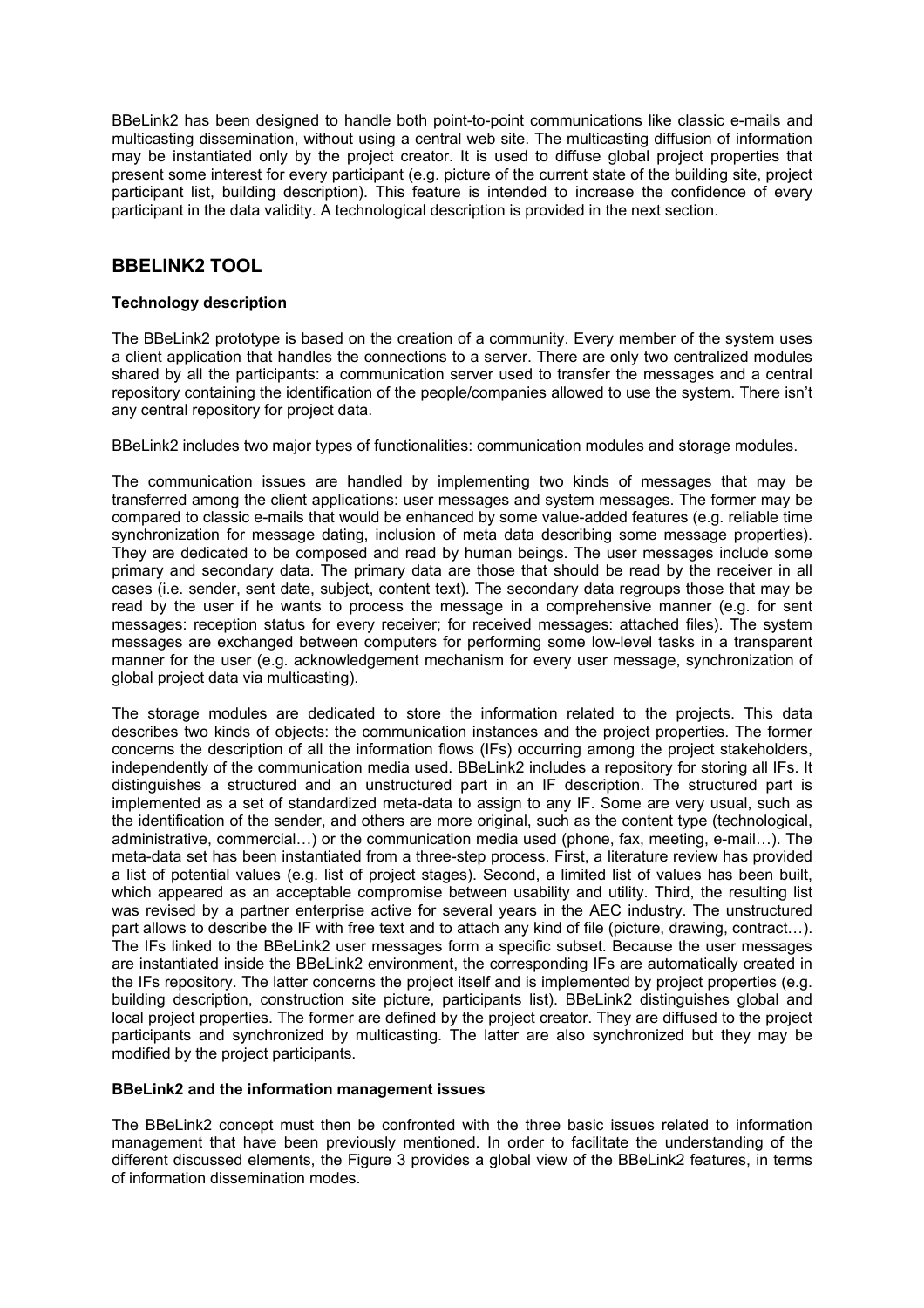BBeLink2 has been designed to handle both point-to-point communications like classic e-mails and multicasting dissemination, without using a central web site. The multicasting diffusion of information may be instantiated only by the project creator. It is used to diffuse global project properties that present some interest for every participant (e.g. picture of the current state of the building site, project participant list, building description). This feature is intended to increase the confidence of every participant in the data validity. A technological description is provided in the next section.

## BBELINK2 TOOL

### Technology description

The BBeLink2 prototype is based on the creation of a community. Every member of the system uses a client application that handles the connections to a server. There are only two centralized modules shared by all the participants: a communication server used to transfer the messages and a central repository containing the identification of the people/companies allowed to use the system. There isn't any central repository for project data.

BBeLink2 includes two major types of functionalities: communication modules and storage modules.

The communication issues are handled by implementing two kinds of messages that may be transferred among the client applications: user messages and system messages. The former may be compared to classic e-mails that would be enhanced by some value-added features (e.g. reliable time synchronization for message dating, inclusion of meta data describing some message properties). They are dedicated to be composed and read by human beings. The user messages include some primary and secondary data. The primary data are those that should be read by the receiver in all cases (i.e. sender, sent date, subject, content text). The secondary data regroups those that may be read by the user if he wants to process the message in a comprehensive manner (e.g. for sent messages: reception status for every receiver; for received messages: attached files). The system messages are exchanged between computers for performing some low-level tasks in a transparent manner for the user (e.g. acknowledgement mechanism for every user message, synchronization of global project data via multicasting).

The storage modules are dedicated to store the information related to the projects. This data describes two kinds of objects: the communication instances and the project properties. The former concerns the description of all the information flows (IFs) occurring among the project stakeholders, independently of the communication media used. BBeLink2 includes a repository for storing all IFs. It distinguishes a structured and an unstructured part in an IF description. The structured part is implemented as a set of standardized meta-data to assign to any IF. Some are very usual, such as the identification of the sender, and others are more original, such as the content type (technological, administrative, commercial…) or the communication media used (phone, fax, meeting, e-mail…). The meta-data set has been instantiated from a three-step process. First, a literature review has provided a list of potential values (e.g. list of project stages). Second, a limited list of values has been built, which appeared as an acceptable compromise between usability and utility. Third, the resulting list was revised by a partner enterprise active for several years in the AEC industry. The unstructured part allows to describe the IF with free text and to attach any kind of file (picture, drawing, contract…). The IFs linked to the BBeLink2 user messages form a specific subset. Because the user messages are instantiated inside the BBeLink2 environment, the corresponding IFs are automatically created in the IFs repository. The latter concerns the project itself and is implemented by project properties (e.g. building description, construction site picture, participants list). BBeLink2 distinguishes global and local project properties. The former are defined by the project creator. They are diffused to the project participants and synchronized by multicasting. The latter are also synchronized but they may be modified by the project participants.

### BBeLink2 and the information management issues

The BBeLink2 concept must then be confronted with the three basic issues related to information management that have been previously mentioned. In order to facilitate the understanding of the different discussed elements, the Figure 3 provides a global view of the BBeLink2 features, in terms of information dissemination modes.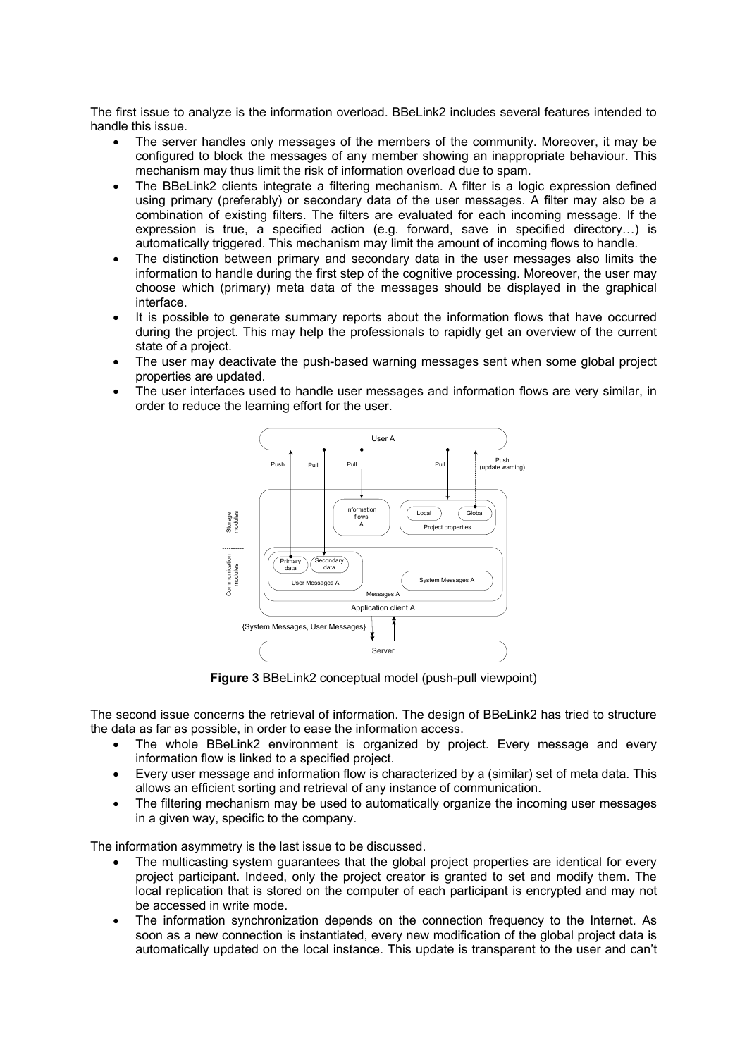The first issue to analyze is the information overload. BBeLink2 includes several features intended to handle this issue.

- The server handles only messages of the members of the community. Moreover, it may be configured to block the messages of any member showing an inappropriate behaviour. This mechanism may thus limit the risk of information overload due to spam.
- The BBeLink2 clients integrate a filtering mechanism. A filter is a logic expression defined using primary (preferably) or secondary data of the user messages. A filter may also be a combination of existing filters. The filters are evaluated for each incoming message. If the expression is true, a specified action (e.g. forward, save in specified directory…) is automatically triggered. This mechanism may limit the amount of incoming flows to handle.
- The distinction between primary and secondary data in the user messages also limits the information to handle during the first step of the cognitive processing. Moreover, the user may choose which (primary) meta data of the messages should be displayed in the graphical interface.
- It is possible to generate summary reports about the information flows that have occurred during the project. This may help the professionals to rapidly get an overview of the current state of a project.
- The user may deactivate the push-based warning messages sent when some global project properties are updated.
- The user interfaces used to handle user messages and information flows are very similar, in order to reduce the learning effort for the user.

**Figure 3** BBeLink2 conceptual model (push-pull viewpoint)

The second issue concerns the retrieval of information. The design of BBeLink2 has tried to structure the data as far as possible, in order to ease the information access.

- The whole BBeLink2 environment is organized by project. Every message and every information flow is linked to a specified project.
- Every user message and information flow is characterized by a (similar) set of meta data. This allows an efficient sorting and retrieval of any instance of communication.
- The filtering mechanism may be used to automatically organize the incoming user messages in a given way, specific to the company.

The information asymmetry is the last issue to be discussed.

- The multicasting system guarantees that the global project properties are identical for every project participant. Indeed, only the project creator is granted to set and modify them. The local replication that is stored on the computer of each participant is encrypted and may not be accessed in write mode.
- The information synchronization depends on the connection frequency to the Internet. As soon as a new connection is instantiated, every new modification of the global project data is automatically updated on the local instance. This update is transparent to the user and can't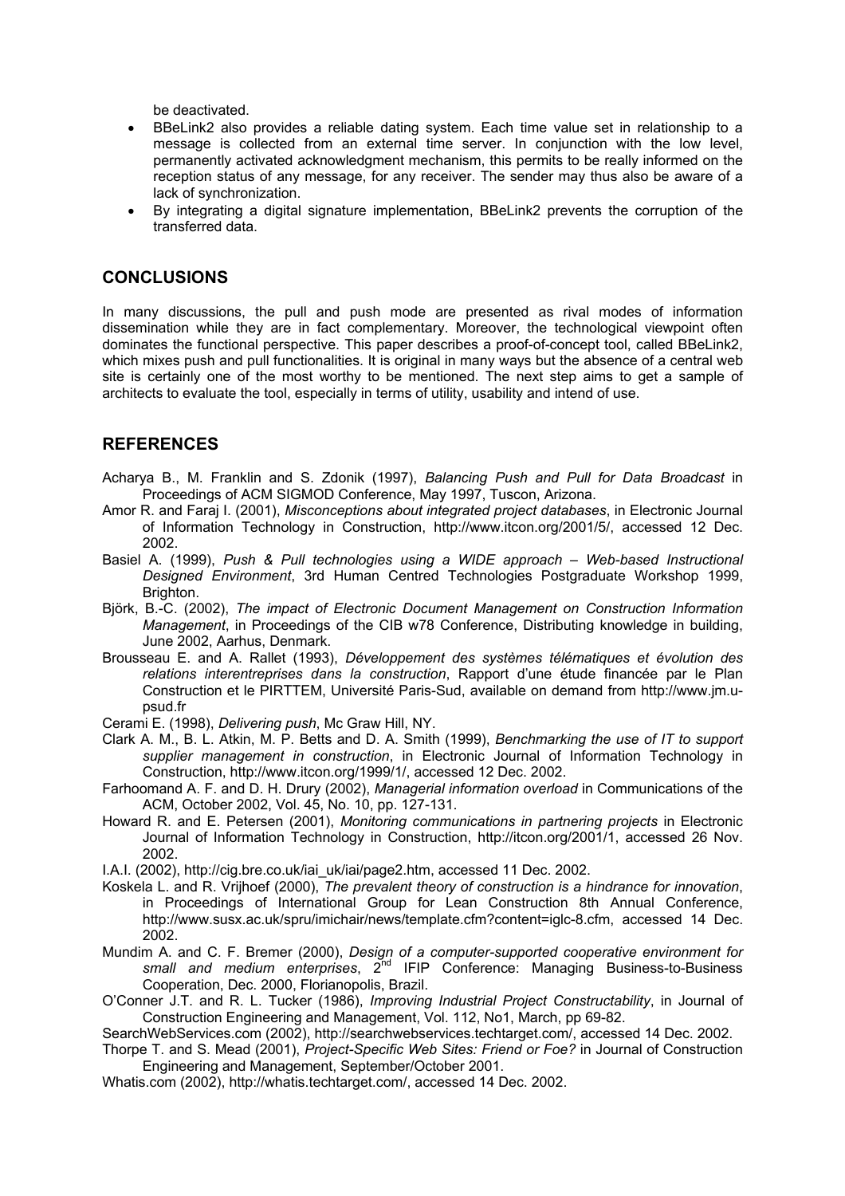be deactivated.

- BBeLink2 also provides a reliable dating system. Each time value set in relationship to a message is collected from an external time server. In conjunction with the low level, permanently activated acknowledgment mechanism, this permits to be really informed on the reception status of any message, for any receiver. The sender may thus also be aware of a lack of synchronization.
- By integrating a digital signature implementation, BBeLink2 prevents the corruption of the transferred data.

## CONCLUSIONS

In many discussions, the pull and push mode are presented as rival modes of information dissemination while they are in fact complementary. Moreover, the technological viewpoint often dominates the functional perspective. This paper describes a proof-of-concept tool, called BBeLink2, which mixes push and pull functionalities. It is original in many ways but the absence of a central web site is certainly one of the most worthy to be mentioned. The next step aims to get a sample of architects to evaluate the tool, especially in terms of utility, usability and intend of use.

## REFERENCES

Acharya B., M. Franklin and S. Zdonik (1997), *Balancing Push and Pull for Data Broadcast* in Proceedings of ACM SIGMOD Conference, May 1997, Tuscon, Arizona.

Amor R. and Faraj I. (2001), *Misconceptions about integrated project databases*, in Electronic Journal of Information Technology in Construction, http://www.itcon.org/2001/5/, accessed 12 Dec. 2002.

Basiel A. (1999), *Push & Pull technologies using a WIDE approach – Web-based Instructional Designed Environment*, 3rd Human Centred Technologies Postgraduate Workshop 1999, Brighton.

Björk, B.-C. (2002), *The impact of Electronic Document Management on Construction Information Management*, in Proceedings of the CIB w78 Conference, Distributing knowledge in building, June 2002, Aarhus, Denmark.

Brousseau E. and A. Rallet (1993), *Développement des systèmes télématiques et évolution des relations interentreprises dans la construction*, Rapport d'une étude financée par le Plan Construction et le PIRTTEM, Université Paris-Sud, available on demand from http://www.jm.u-psud.fr

Cerami E. (1998), *Delivering push*, Mc Graw Hill, NY.

Clark A. M., B. L. Atkin, M. P. Betts and D. A. Smith (1999), *Benchmarking the use of IT to support supplier management in construction*, in Electronic Journal of Information Technology in Construction, http://www.itcon.org/1999/1/, accessed 12 Dec. 2002.

Farhoomand A. F. and D. H. Drury (2002), *Managerial information overload* in Communications of the ACM, October 2002, Vol. 45, No. 10, pp. 127-131.

Howard R. and E. Petersen (2001), *Monitoring communications in partnering projects* in Electronic Journal of Information Technology in Construction, http://itcon.org/2001/1, accessed 26 Nov. 2002.

I.A.I. (2002), http://cig.bre.co.uk/iai_uk/iai/page2.htm, accessed 11 Dec. 2002.

Koskela L. and R. Vrijhoef (2000), *The prevalent theory of construction is a hindrance for innovation*, in Proceedings of International Group for Lean Construction 8th Annual Conference, http://www.susx.ac.uk/spru/imichair/news/template.cfm?content=iglc-8.cfm, accessed 14 Dec. 2002.

Mundim A. and C. F. Bremer (2000), *Design of a computer-supported cooperative environment for small and medium enterprises*, 2nd IFIP Conference: Managing Business-to-Business Cooperation, Dec. 2000, Florianopolis, Brazil.

O'Conner J.T. and R. L. Tucker (1986), *Improving Industrial Project Constructability*, in Journal of Construction Engineering and Management, Vol. 112, No1, March, pp 69-82.

SearchWebServices.com (2002), http://searchwebservices.techtarget.com/, accessed 14 Dec. 2002.

Thorpe T. and S. Mead (2001), *Project-Specific Web Sites: Friend or Foe?* in Journal of Construction Engineering and Management, September/October 2001.

Whatis.com (2002), http://whatis.techtarget.com/, accessed 14 Dec. 2002.